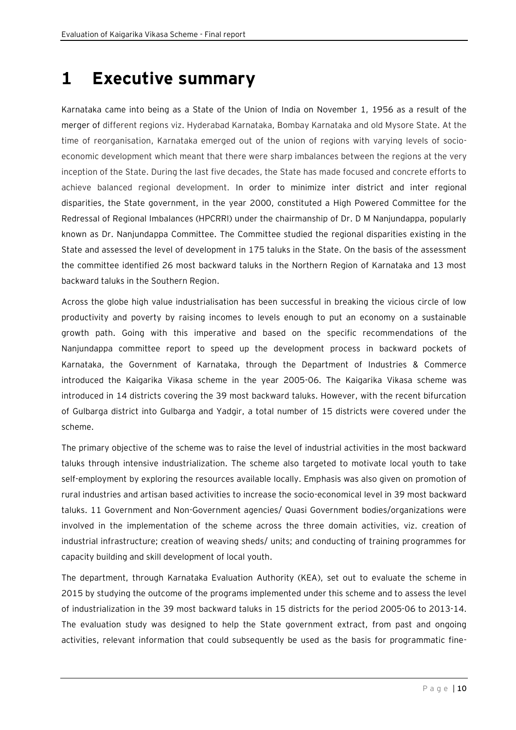# 1 Executive summary

Karnataka came into being as a State of the Union of India on November 1, 1956 as a result of the merger of different regions viz. Hyderabad Karnataka, Bombay Karnataka and old Mysore State. At the time of reorganisation, Karnataka emerged out of the union of regions with varying levels of socio-economic development which meant that there were sharp imbalances between the regions at the very inception of the State. During the last five decades, the State has made focused and concrete efforts to achieve balanced regional development. In order to minimize inter district and inter regional disparities, the State government, in the year 2000, constituted a High Powered Committee for the Redressal of Regional Imbalances (HPCRRI) under the chairmanship of Dr. D M Nanjundappa, popularly known as Dr. Nanjundappa Committee. The Committee studied the regional disparities existing in the State and assessed the level of development in 175 taluks in the State. On the basis of the assessment the committee identified 26 most backward taluks in the Northern Region of Karnataka and 13 most backward taluks in the Southern Region.

Across the globe high value industrialisation has been successful in breaking the vicious circle of low productivity and poverty by raising incomes to levels enough to put an economy on a sustainable growth path. Going with this imperative and based on the specific recommendations of the Nanjundappa committee report to speed up the development process in backward pockets of Karnataka, the Government of Karnataka, through the Department of Industries & Commerce introduced the Kaigarika Vikasa scheme in the year 2005-06. The Kaigarika Vikasa scheme was introduced in 14 districts covering the 39 most backward taluks. However, with the recent bifurcation of Gulbarga district into Gulbarga and Yadgir, a total number of 15 districts were covered under the scheme.

The primary objective of the scheme was to raise the level of industrial activities in the most backward taluks through intensive industrialization. The scheme also targeted to motivate local youth to take self-employment by exploring the resources available locally. Emphasis was also given on promotion of rural industries and artisan based activities to increase the socio-economical level in 39 most backward taluks. 11 Government and Non-Government agencies/ Quasi Government bodies/organizations were involved in the implementation of the scheme across the three domain activities, viz. creation of industrial infrastructure; creation of weaving sheds/ units; and conducting of training programmes for capacity building and skill development of local youth.

The department, through Karnataka Evaluation Authority (KEA), set out to evaluate the scheme in 2015 by studying the outcome of the programs implemented under this scheme and to assess the level of industrialization in the 39 most backward taluks in 15 districts for the period 2005-06 to 2013-14. The evaluation study was designed to help the State government extract, from past and ongoing activities, relevant information that could subsequently be used as the basis for programmatic fine-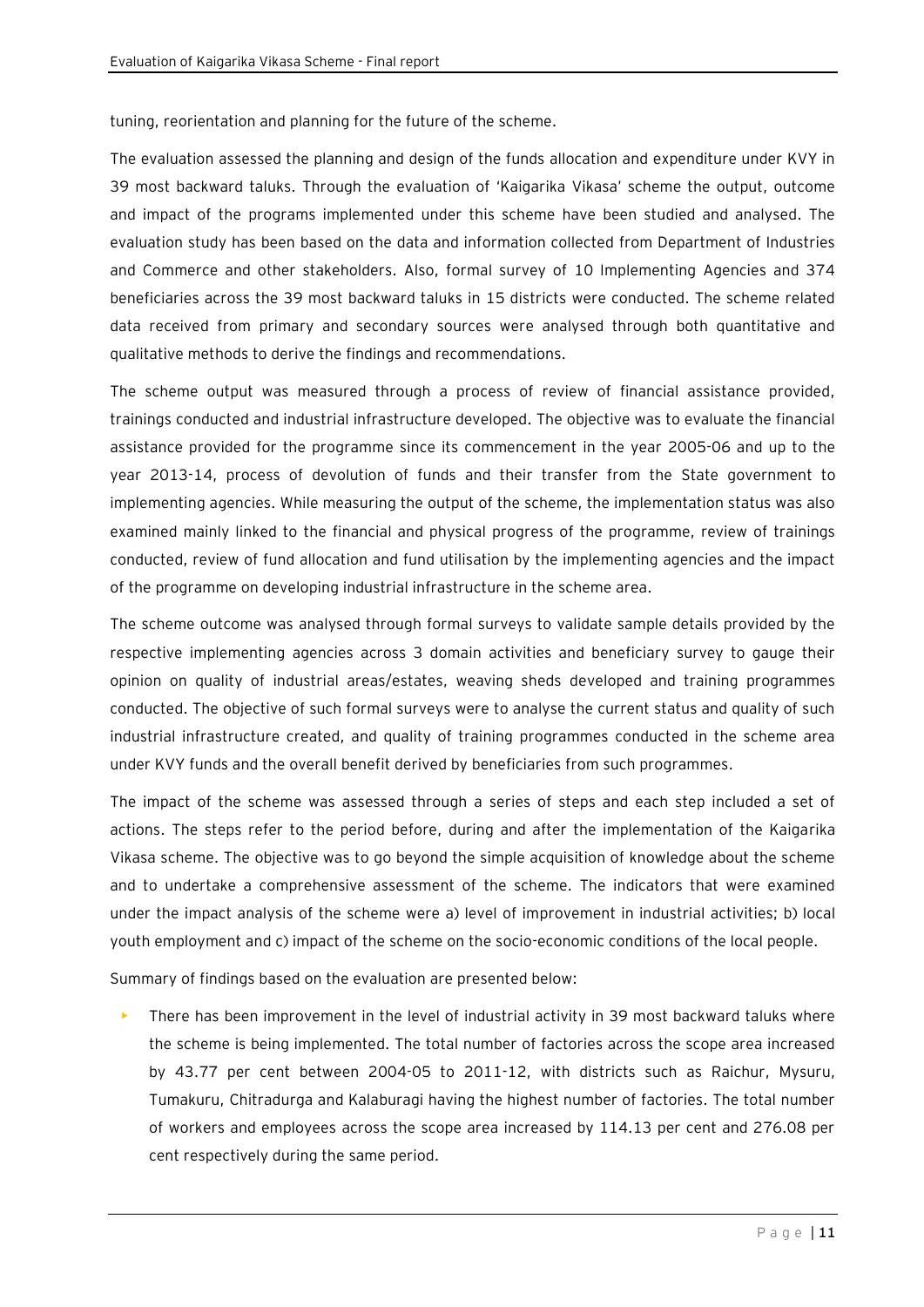tuning, reorientation and planning for the future of the scheme.

The evaluation assessed the planning and design of the funds allocation and expenditure under KVY in 39 most backward taluks. Through the evaluation of 'Kaigarika Vikasa' scheme the output, outcome and impact of the programs implemented under this scheme have been studied and analysed. The evaluation study has been based on the data and information collected from Department of Industries and Commerce and other stakeholders. Also, formal survey of 10 Implementing Agencies and 374 beneficiaries across the 39 most backward taluks in 15 districts were conducted. The scheme related data received from primary and secondary sources were analysed through both quantitative and qualitative methods to derive the findings and recommendations.

The scheme output was measured through a process of review of financial assistance provided, trainings conducted and industrial infrastructure developed. The objective was to evaluate the financial assistance provided for the programme since its commencement in the year 2005-06 and up to the year 2013-14, process of devolution of funds and their transfer from the State government to implementing agencies. While measuring the output of the scheme, the implementation status was also examined mainly linked to the financial and physical progress of the programme, review of trainings conducted, review of fund allocation and fund utilisation by the implementing agencies and the impact of the programme on developing industrial infrastructure in the scheme area.

The scheme outcome was analysed through formal surveys to validate sample details provided by the respective implementing agencies across 3 domain activities and beneficiary survey to gauge their opinion on quality of industrial areas/estates, weaving sheds developed and training programmes conducted. The objective of such formal surveys were to analyse the current status and quality of such industrial infrastructure created, and quality of training programmes conducted in the scheme area under KVY funds and the overall benefit derived by beneficiaries from such programmes.

The impact of the scheme was assessed through a series of steps and each step included a set of actions. The steps refer to the period before, during and after the implementation of the Kaigarika Vikasa scheme. The objective was to go beyond the simple acquisition of knowledge about the scheme and to undertake a comprehensive assessment of the scheme. The indicators that were examined under the impact analysis of the scheme were a) level of improvement in industrial activities; b) local youth employment and c) impact of the scheme on the socio-economic conditions of the local people.

Summary of findings based on the evaluation are presented below:

- There has been improvement in the level of industrial activity in 39 most backward taluks where the scheme is being implemented. The total number of factories across the scope area increased by 43.77 per cent between 2004-05 to 2011-12, with districts such as Raichur, Mysuru, Tumakuru, Chitradurga and Kalaburagi having the highest number of factories. The total number of workers and employees across the scope area increased by 114.13 per cent and 276.08 per cent respectively during the same period.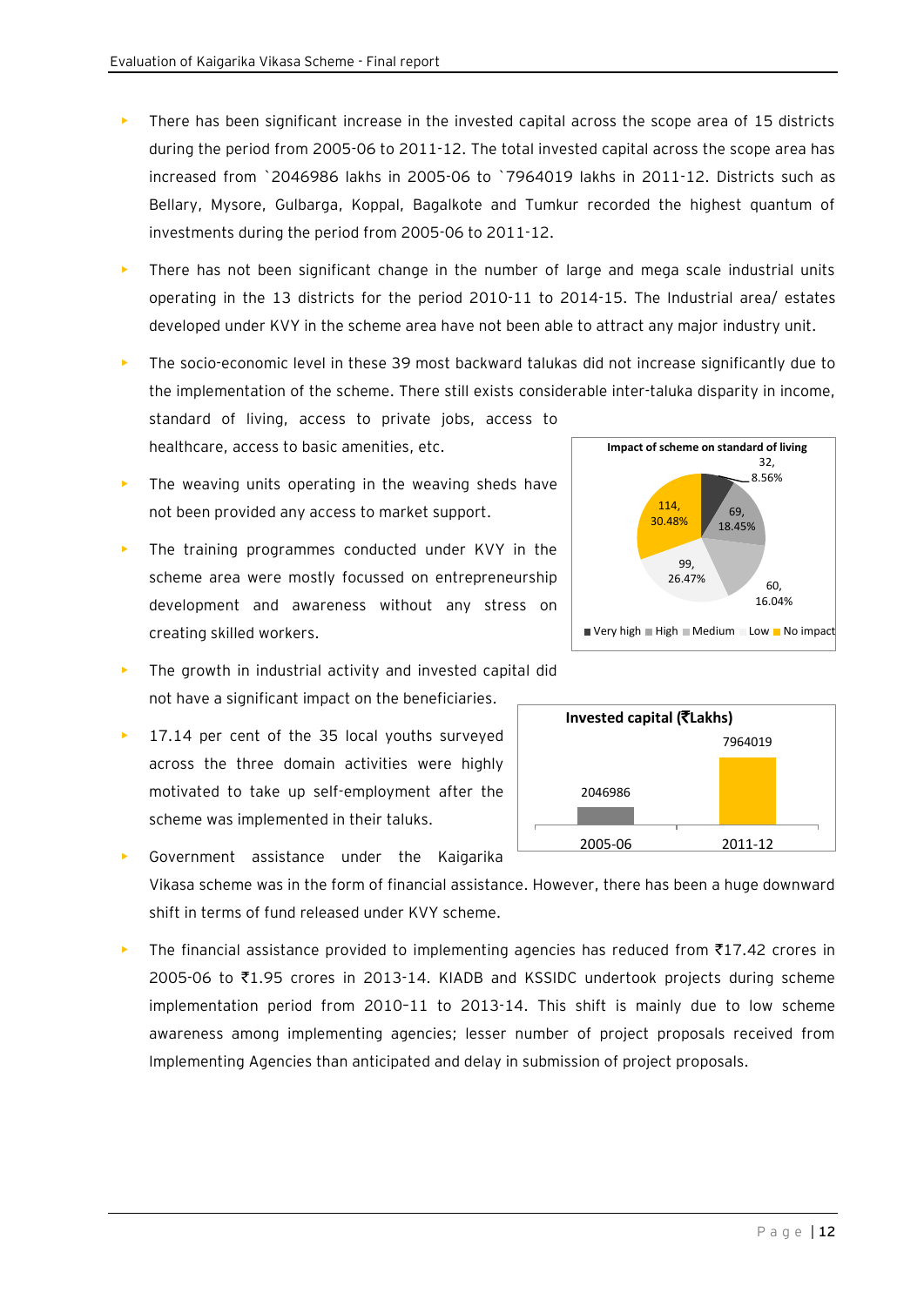- There has been significant increase in the invested capital across the scope area of 15 districts during the period from 2005-06 to 2011-12. The total invested capital across the scope area has increased from `2046986 lakhs in 2005-06 to `7964019 lakhs in 2011-12. Districts such as Bellary, Mysore, Gulbarga, Koppal, Bagalkote and Tumkur recorded the highest quantum of investments during the period from 2005-06 to 2011-12.
- There has not been significant change in the number of large and mega scale industrial units operating in the 13 districts for the period 2010-11 to 2014-15. The Industrial area/ estates developed under KVY in the scheme area have not been able to attract any major industry unit.
- The socio-economic level in these 39 most backward talukas did not increase significantly due to the implementation of the scheme. There still exists considerable inter-taluka disparity in income, standard of living, access to private jobs, access to healthcare, access to basic amenities, etc.
- The weaving units operating in the weaving sheds have not been provided any access to market support.
- The training programmes conducted under KVY in the scheme area were mostly focussed on entrepreneurship development and awareness without any stress on creating skilled workers.
- The growth in industrial activity and invested capital did not have a significant impact on the beneficiaries.
- 17.14 per cent of the 35 local youths surveyed across the three domain activities were highly motivated to take up self-employment after the scheme was implemented in their taluks.
- Government assistance under the Kaigarika Vikasa scheme was in the form of financial assistance. However, there has been a huge downward shift in terms of fund released under KVY scheme.
- The financial assistance provided to implementing agencies has reduced from ₹17.42 crores in 2005-06 to ₹1.95 crores in 2013-14. KIADB and KSSIDC undertook projects during scheme implementation period from 2010-11 to 2013-14. This shift is mainly due to low scheme awareness among implementing agencies; lesser number of project proposals received from Implementing Agencies than anticipated and delay in submission of project proposals.

**Impact of scheme on standard of living**

| Category | Count | Percentage |
|---|---|---|
| Very high | 32 | 8.56% |
| High | 69 | 18.45% |
| Medium | 60 | 16.04% |
| Low | 99 | 26.47% |
| No impact | 114 | 30.48% |

**Invested capital (₹Lakhs)**

| Year | Invested capital |
|---|---|
| 2005-06 | 2046986 |
| 2011-12 | 7964019 |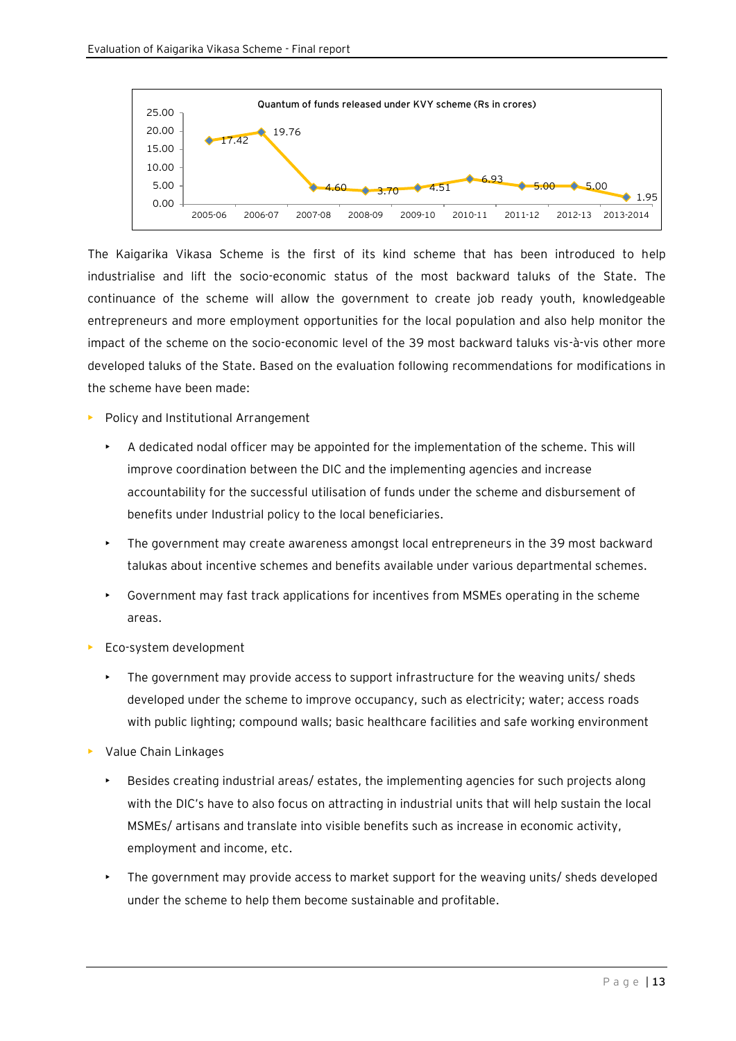Quantum of funds released under KVY scheme (Rs in crores)

| Year | Funds released (Rs in crores) |
|---|---|
| 2005-06 | 17.42 |
| 2006-07 | 19.76 |
| 2007-08 | 4.60 |
| 2008-09 | 3.70 |
| 2009-10 | 4.51 |
| 2010-11 | 6.93 |
| 2011-12 | 5.00 |
| 2012-13 | 5.00 |
| 2013-2014 | 1.95 |

The Kaigarika Vikasa Scheme is the first of its kind scheme that has been introduced to help industrialise and lift the socio-economic status of the most backward taluks of the State. The continuance of the scheme will allow the government to create job ready youth, knowledgeable entrepreneurs and more employment opportunities for the local population and also help monitor the impact of the scheme on the socio-economic level of the 39 most backward taluks vis-à-vis other more developed taluks of the State. Based on the evaluation following recommendations for modifications in the scheme have been made:

- Policy and Institutional Arrangement
  - A dedicated nodal officer may be appointed for the implementation of the scheme. This will improve coordination between the DIC and the implementing agencies and increase accountability for the successful utilisation of funds under the scheme and disbursement of benefits under Industrial policy to the local beneficiaries.
  - The government may create awareness amongst local entrepreneurs in the 39 most backward talukas about incentive schemes and benefits available under various departmental schemes.
  - Government may fast track applications for incentives from MSMEs operating in the scheme areas.
- Eco-system development
  - The government may provide access to support infrastructure for the weaving units/ sheds developed under the scheme to improve occupancy, such as electricity; water; access roads with public lighting; compound walls; basic healthcare facilities and safe working environment
- Value Chain Linkages
  - Besides creating industrial areas/ estates, the implementing agencies for such projects along with the DIC's have to also focus on attracting in industrial units that will help sustain the local MSMEs/ artisans and translate into visible benefits such as increase in economic activity, employment and income, etc.
  - The government may provide access to market support for the weaving units/ sheds developed under the scheme to help them become sustainable and profitable.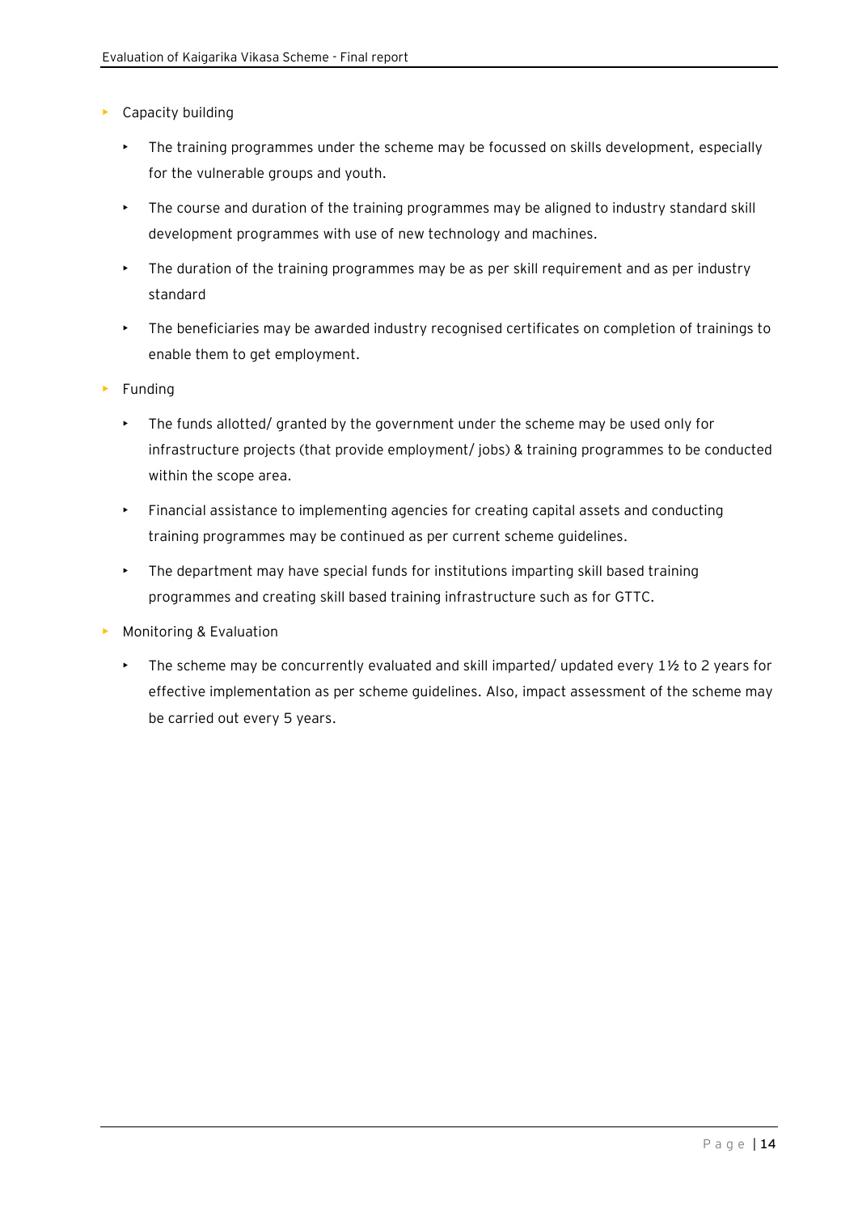- Capacity building
    - The training programmes under the scheme may be focussed on skills development, especially for the vulnerable groups and youth.
    - The course and duration of the training programmes may be aligned to industry standard skill development programmes with use of new technology and machines.
    - The duration of the training programmes may be as per skill requirement and as per industry standard
    - The beneficiaries may be awarded industry recognised certificates on completion of trainings to enable them to get employment.
- Funding
    - The funds allotted/ granted by the government under the scheme may be used only for infrastructure projects (that provide employment/ jobs) & training programmes to be conducted within the scope area.
    - Financial assistance to implementing agencies for creating capital assets and conducting training programmes may be continued as per current scheme guidelines.
    - The department may have special funds for institutions imparting skill based training programmes and creating skill based training infrastructure such as for GTTC.
- Monitoring & Evaluation
    - The scheme may be concurrently evaluated and skill imparted/ updated every 1½ to 2 years for effective implementation as per scheme guidelines. Also, impact assessment of the scheme may be carried out every 5 years.